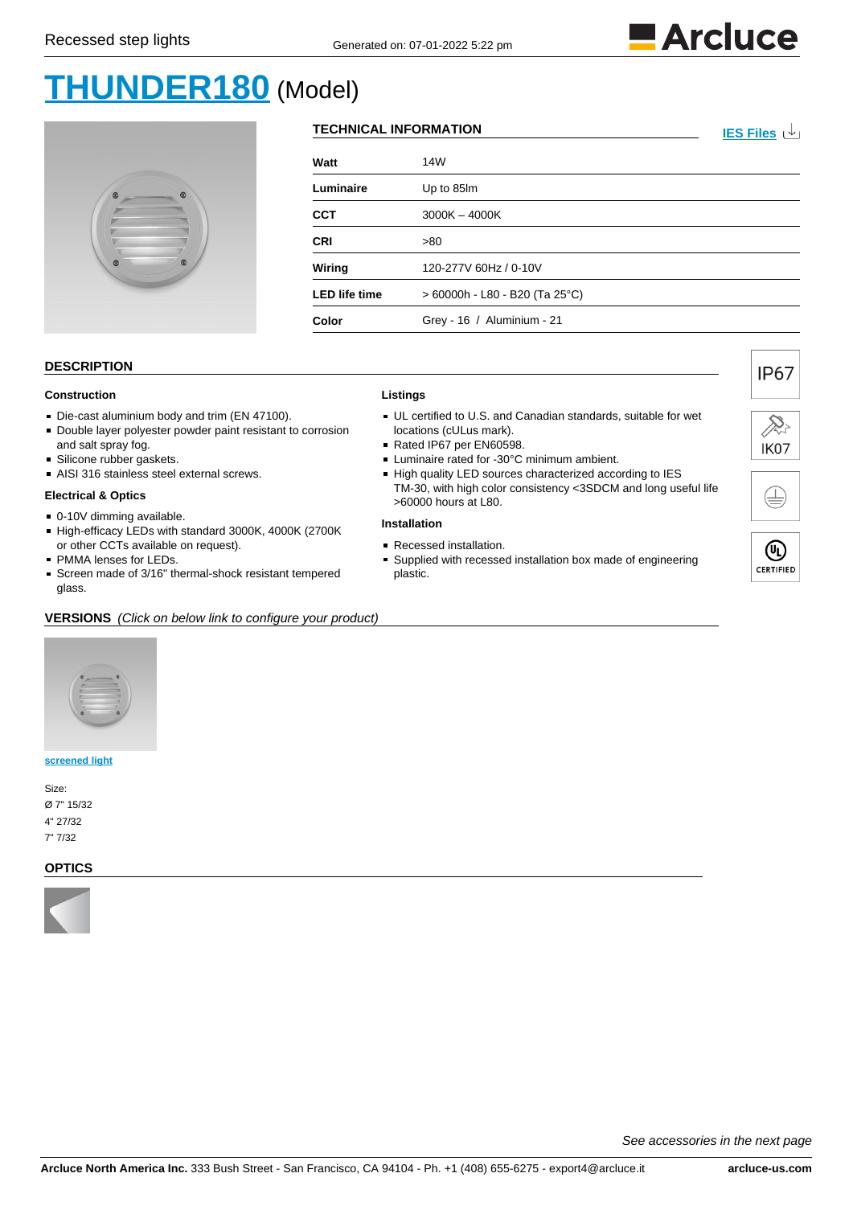Recessed step lights

Generated on: 07-01-2022 5:22 pm

# THUNDER180 (Model)

## TECHNICAL INFORMATION

IES Files

| | |
|---|---|
| **Watt** | 14W |
| **Luminaire** | Up to 85lm |
| **CCT** | 3000K – 4000K |
| **CRI** | >80 |
| **Wiring** | 120-277V 60Hz / 0-10V |
| **LED life time** | > 60000h - L80 - B20 (Ta 25°C) |
| **Color** | Grey - 16 / Aluminium - 21 |

IP67

IK07

CERTIFIED

## DESCRIPTION

### Construction

- Die-cast aluminium body and trim (EN 47100).
- Double layer polyester powder paint resistant to corrosion and salt spray fog.
- Silicone rubber gaskets.
- AISI 316 stainless steel external screws.

### Electrical & Optics

- 0-10V dimming available.
- High-efficacy LEDs with standard 3000K, 4000K (2700K or other CCTs available on request).
- PMMA lenses for LEDs.
- Screen made of 3/16" thermal-shock resistant tempered glass.

### Listings

- UL certified to U.S. and Canadian standards, suitable for wet locations (cULus mark).
- Rated IP67 per EN60598.
- Luminaire rated for -30°C minimum ambient.
- High quality LED sources characterized according to IES TM-30, with high color consistency <3SDCM and long useful life >60000 hours at L80.

### Installation

- Recessed installation.
- Supplied with recessed installation box made of engineering plastic.

## VERSIONS *(Click on below link to configure your product)*

screened light

Size:
Ø 7" 15/32
4" 27/32
7" 7/32

## OPTICS

*See accessories in the next page*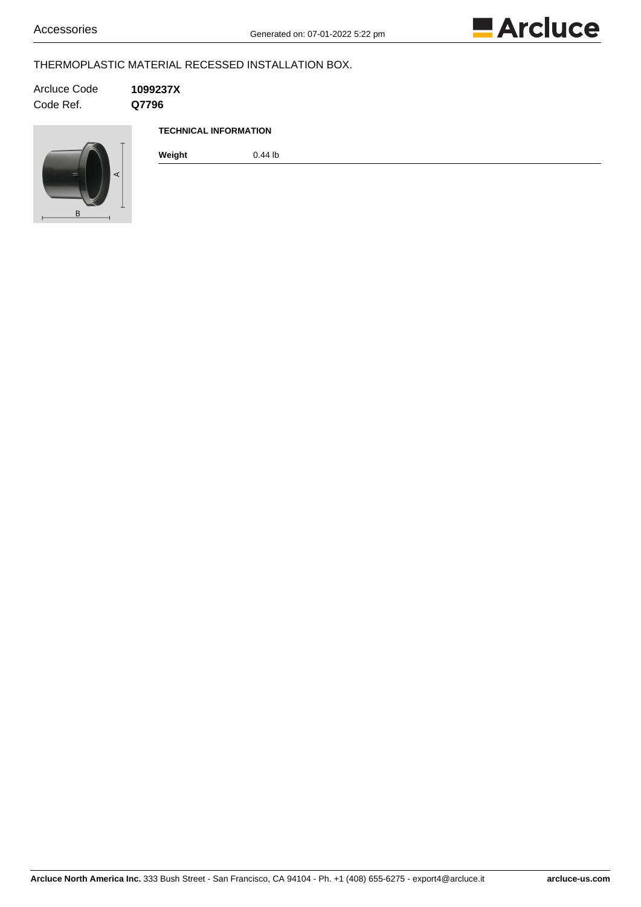THERMOPLASTIC MATERIAL RECESSED INSTALLATION BOX.

| | |
|---|---|
| Arcluce Code | **1099237X** |
| Code Ref. | **Q7796** |

**TECHNICAL INFORMATION**

| | |
|---|---|
| **Weight** | 0.44 lb |